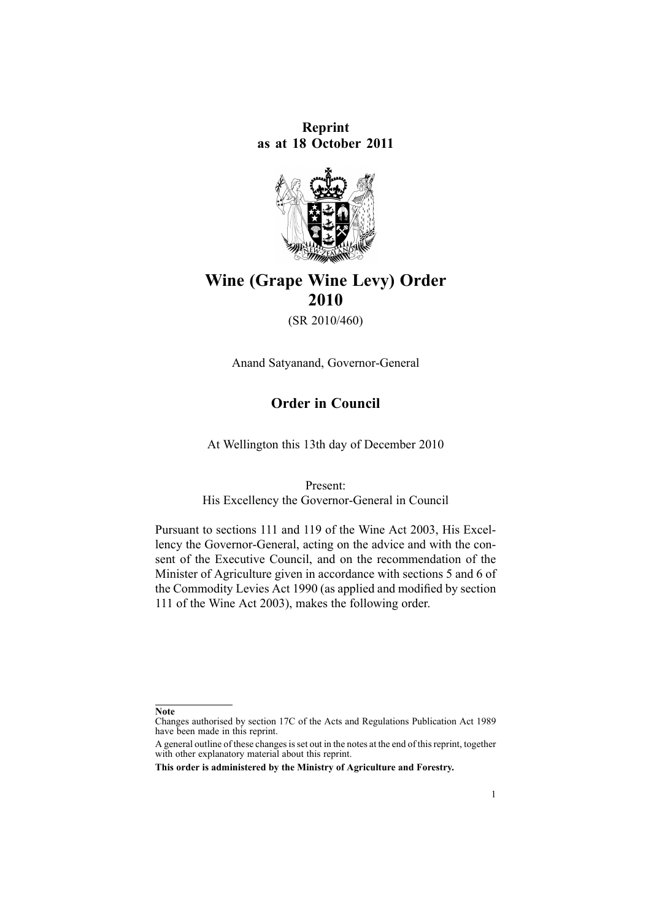**Reprint as at 18 October 2011**

# Wine (Grape Wine Levy) Order 2010

(SR 2010/460)

Anand Satyanand, Governor-General

## Order in Council

At Wellington this 13th day of December 2010

Present:
His Excellency the Governor-General in Council

Pursuant to sections 111 and 119 of the Wine Act 2003, His Excellency the Governor-General, acting on the advice and with the consent of the Executive Council, and on the recommendation of the Minister of Agriculture given in accordance with sections 5 and 6 of the Commodity Levies Act 1990 (as applied and modified by section 111 of the Wine Act 2003), makes the following order.

---

**Note**

Changes authorised by section 17C of the Acts and Regulations Publication Act 1989 have been made in this reprint.

A general outline of these changes is set out in the notes at the end of this reprint, together with other explanatory material about this reprint.

**This order is administered by the Ministry of Agriculture and Forestry.**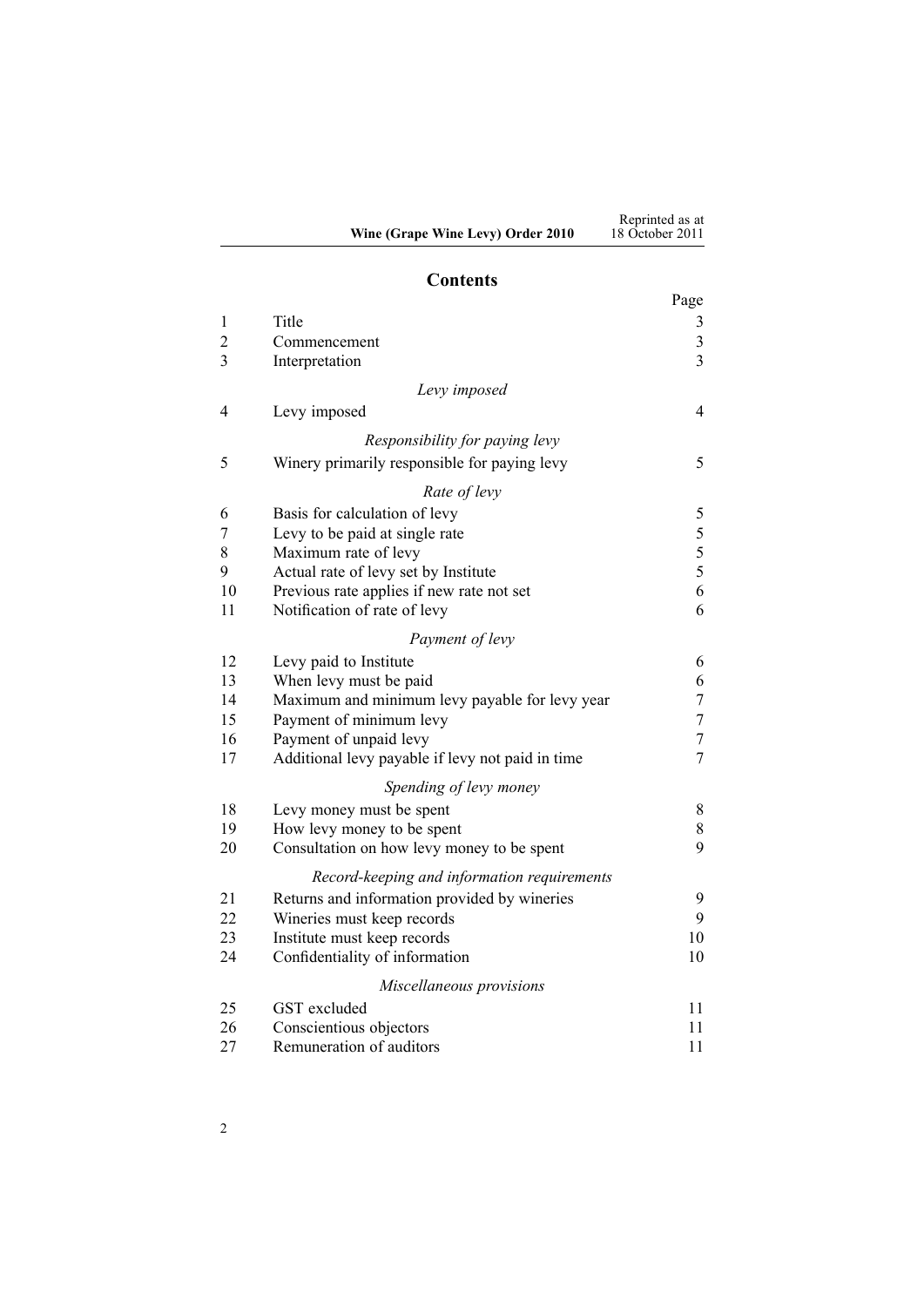## Contents

| | | Page |
|---|---|---|
| 1 | Title | 3 |
| 2 | Commencement | 3 |
| 3 | Interpretation | 3 |
| | *Levy imposed* | |
| 4 | Levy imposed | 4 |
| | *Responsibility for paying levy* | |
| 5 | Winery primarily responsible for paying levy | 5 |
| | *Rate of levy* | |
| 6 | Basis for calculation of levy | 5 |
| 7 | Levy to be paid at single rate | 5 |
| 8 | Maximum rate of levy | 5 |
| 9 | Actual rate of levy set by Institute | 5 |
| 10 | Previous rate applies if new rate not set | 6 |
| 11 | Notification of rate of levy | 6 |
| | *Payment of levy* | |
| 12 | Levy paid to Institute | 6 |
| 13 | When levy must be paid | 6 |
| 14 | Maximum and minimum levy payable for levy year | 7 |
| 15 | Payment of minimum levy | 7 |
| 16 | Payment of unpaid levy | 7 |
| 17 | Additional levy payable if levy not paid in time | 7 |
| | *Spending of levy money* | |
| 18 | Levy money must be spent | 8 |
| 19 | How levy money to be spent | 8 |
| 20 | Consultation on how levy money to be spent | 9 |
| | *Record-keeping and information requirements* | |
| 21 | Returns and information provided by wineries | 9 |
| 22 | Wineries must keep records | 9 |
| 23 | Institute must keep records | 10 |
| 24 | Confidentiality of information | 10 |
| | *Miscellaneous provisions* | |
| 25 | GST excluded | 11 |
| 26 | Conscientious objectors | 11 |
| 27 | Remuneration of auditors | 11 |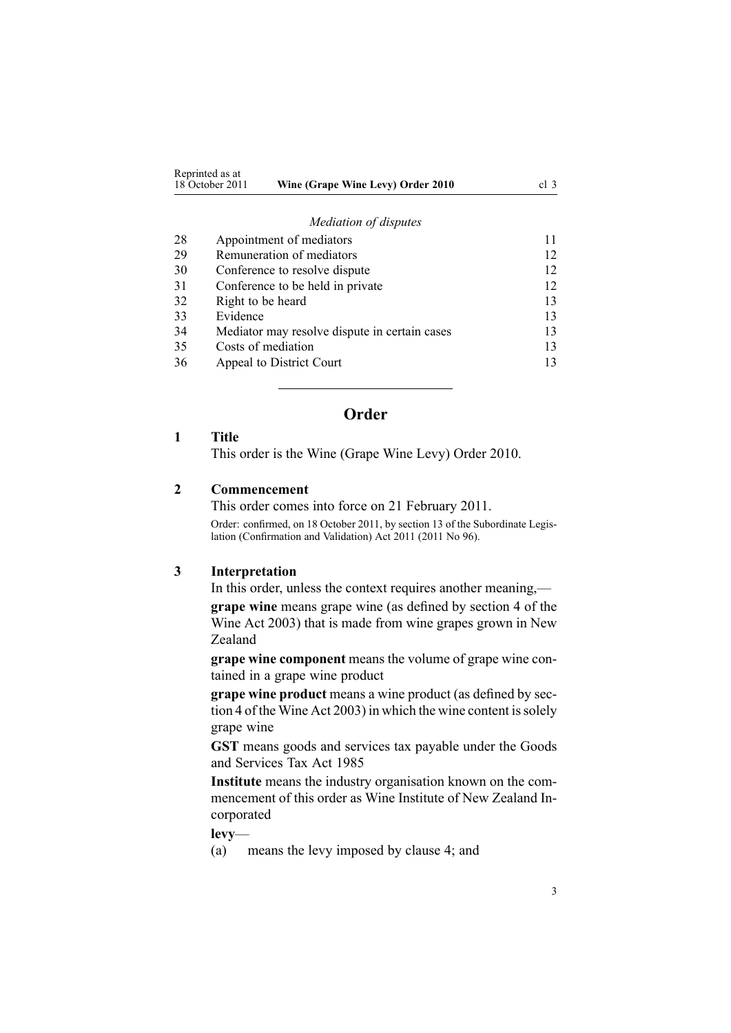*Mediation of disputes*

| | | |
|---|---|---|
| 28 | Appointment of mediators | 11 |
| 29 | Remuneration of mediators | 12 |
| 30 | Conference to resolve dispute | 12 |
| 31 | Conference to be held in private | 12 |
| 32 | Right to be heard | 13 |
| 33 | Evidence | 13 |
| 34 | Mediator may resolve dispute in certain cases | 13 |
| 35 | Costs of mediation | 13 |
| 36 | Appeal to District Court | 13 |

---

# Order

## 1 Title

This order is the Wine (Grape Wine Levy) Order 2010.

## 2 Commencement

This order comes into force on 21 February 2011.

Order: confirmed, on 18 October 2011, by section 13 of the Subordinate Legislation (Confirmation and Validation) Act 2011 (2011 No 96).

## 3 Interpretation

In this order, unless the context requires another meaning,—

**grape wine** means grape wine (as defined by section 4 of the Wine Act 2003) that is made from wine grapes grown in New Zealand

**grape wine component** means the volume of grape wine contained in a grape wine product

**grape wine product** means a wine product (as defined by section 4 of the Wine Act 2003) in which the wine content is solely grape wine

**GST** means goods and services tax payable under the Goods and Services Tax Act 1985

**Institute** means the industry organisation known on the commencement of this order as Wine Institute of New Zealand Incorporated

**levy**—

(a) means the levy imposed by clause 4; and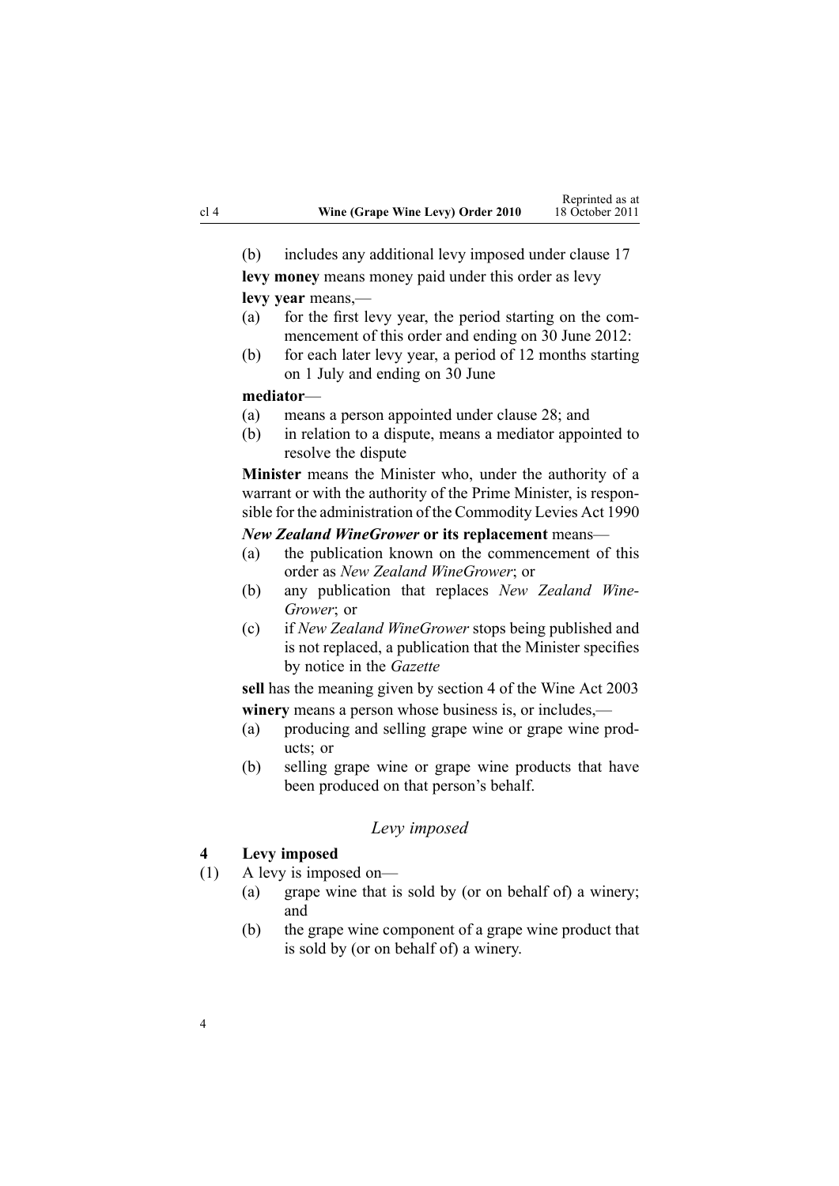(b) includes any additional levy imposed under clause 17

**levy money** means money paid under this order as levy

**levy year** means,—

(a) for the first levy year, the period starting on the commencement of this order and ending on 30 June 2012:

(b) for each later levy year, a period of 12 months starting on 1 July and ending on 30 June

**mediator**—

(a) means a person appointed under clause 28; and

(b) in relation to a dispute, means a mediator appointed to resolve the dispute

**Minister** means the Minister who, under the authority of a warrant or with the authority of the Prime Minister, is responsible for the administration of the Commodity Levies Act 1990

***New Zealand WineGrower* or its replacement** means—

(a) the publication known on the commencement of this order as *New Zealand WineGrower*; or

(b) any publication that replaces *New Zealand WineGrower*; or

(c) if *New Zealand WineGrower* stops being published and is not replaced, a publication that the Minister specifies by notice in the *Gazette*

**sell** has the meaning given by section 4 of the Wine Act 2003

**winery** means a person whose business is, or includes,—

(a) producing and selling grape wine or grape wine products; or

(b) selling grape wine or grape wine products that have been produced on that person's behalf.

## *Levy imposed*

### 4 Levy imposed

(1) A levy is imposed on—

(a) grape wine that is sold by (or on behalf of) a winery; and

(b) the grape wine component of a grape wine product that is sold by (or on behalf of) a winery.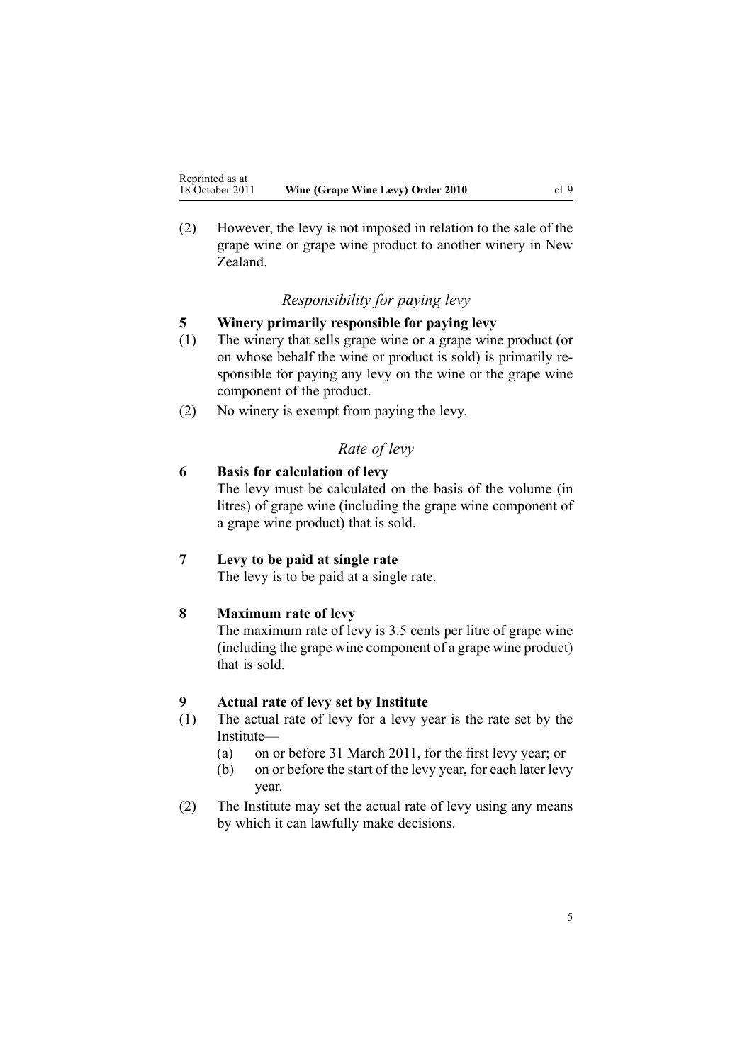(2) However, the levy is not imposed in relation to the sale of the grape wine or grape wine product to another winery in New Zealand.

### *Responsibility for paying levy*

**5 Winery primarily responsible for paying levy**

(1) The winery that sells grape wine or a grape wine product (or on whose behalf the wine or product is sold) is primarily responsible for paying any levy on the wine or the grape wine component of the product.

(2) No winery is exempt from paying the levy.

### *Rate of levy*

**6 Basis for calculation of levy**

The levy must be calculated on the basis of the volume (in litres) of grape wine (including the grape wine component of a grape wine product) that is sold.

**7 Levy to be paid at single rate**

The levy is to be paid at a single rate.

**8 Maximum rate of levy**

The maximum rate of levy is 3.5 cents per litre of grape wine (including the grape wine component of a grape wine product) that is sold.

**9 Actual rate of levy set by Institute**

(1) The actual rate of levy for a levy year is the rate set by the Institute—

- (a) on or before 31 March 2011, for the first levy year; or
- (b) on or before the start of the levy year, for each later levy year.

(2) The Institute may set the actual rate of levy using any means by which it can lawfully make decisions.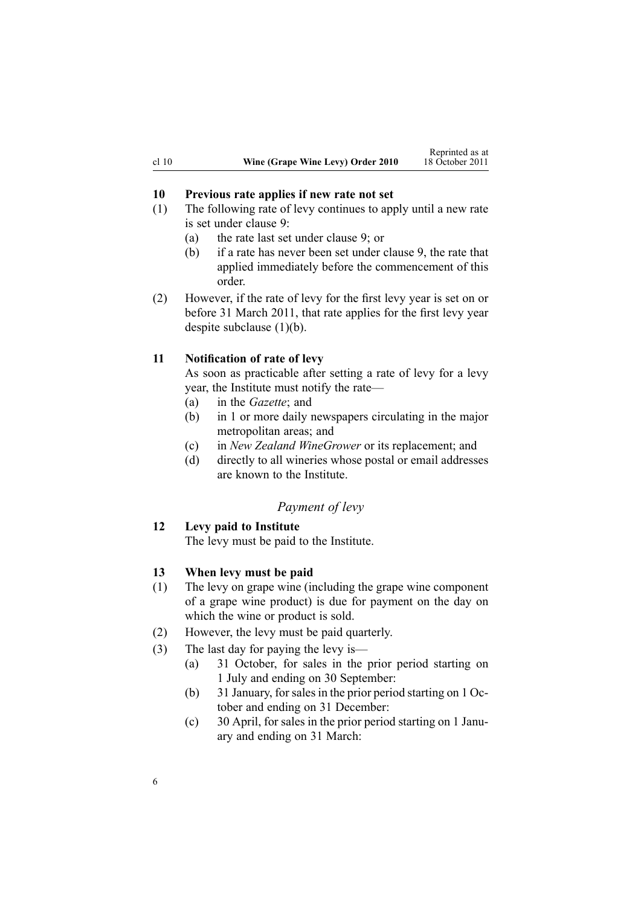**10 Previous rate applies if new rate not set**

(1) The following rate of levy continues to apply until a new rate is set under clause 9:

(a) the rate last set under clause 9; or

(b) if a rate has never been set under clause 9, the rate that applied immediately before the commencement of this order.

(2) However, if the rate of levy for the first levy year is set on or before 31 March 2011, that rate applies for the first levy year despite subclause (1)(b).

**11 Notification of rate of levy**

As soon as practicable after setting a rate of levy for a levy year, the Institute must notify the rate—

(a) in the *Gazette*; and

(b) in 1 or more daily newspapers circulating in the major metropolitan areas; and

(c) in *New Zealand WineGrower* or its replacement; and

(d) directly to all wineries whose postal or email addresses are known to the Institute.

*Payment of levy*

**12 Levy paid to Institute**

The levy must be paid to the Institute.

**13 When levy must be paid**

(1) The levy on grape wine (including the grape wine component of a grape wine product) is due for payment on the day on which the wine or product is sold.

(2) However, the levy must be paid quarterly.

(3) The last day for paying the levy is—

(a) 31 October, for sales in the prior period starting on 1 July and ending on 30 September:

(b) 31 January, for sales in the prior period starting on 1 October and ending on 31 December:

(c) 30 April, for sales in the prior period starting on 1 January and ending on 31 March: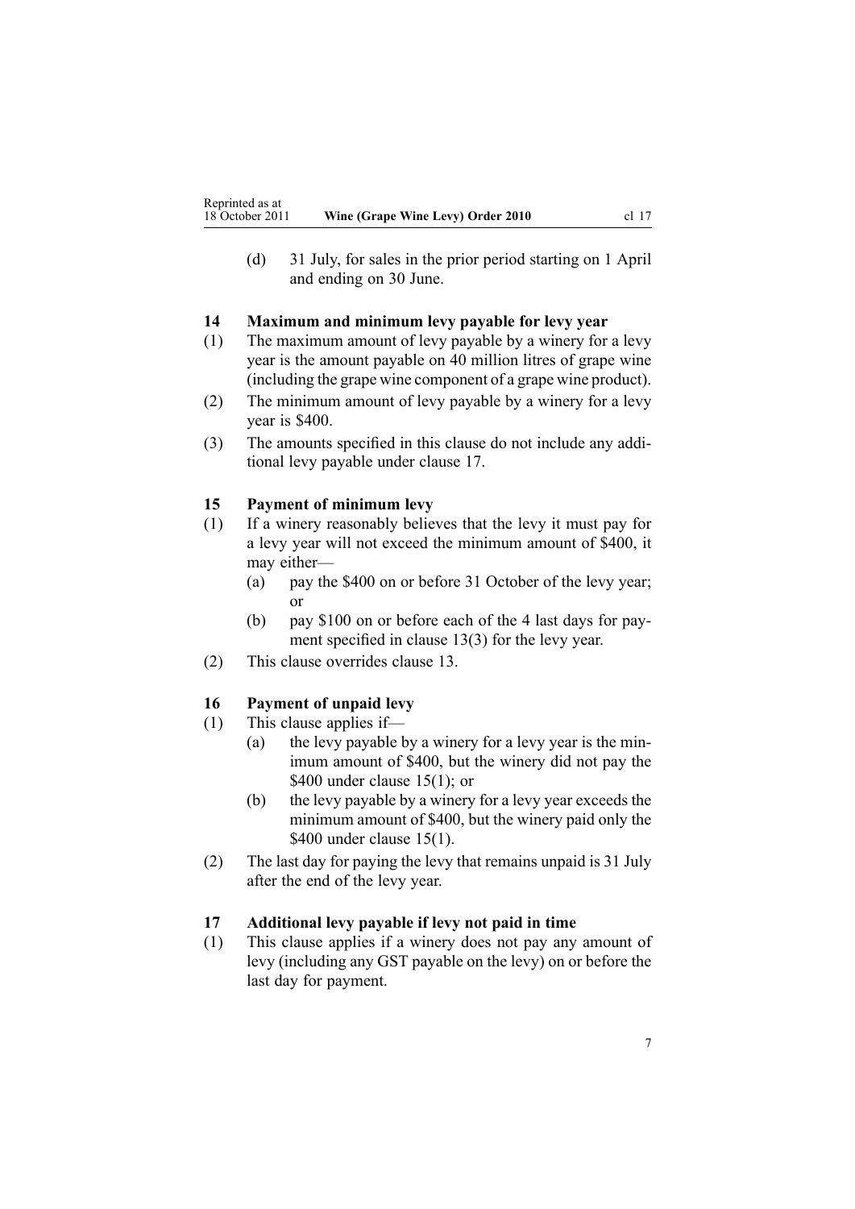(d) 31 July, for sales in the prior period starting on 1 April and ending on 30 June.

### 14 Maximum and minimum levy payable for levy year

(1) The maximum amount of levy payable by a winery for a levy year is the amount payable on 40 million litres of grape wine (including the grape wine component of a grape wine product).

(2) The minimum amount of levy payable by a winery for a levy year is $400.

(3) The amounts specified in this clause do not include any additional levy payable under clause 17.

### 15 Payment of minimum levy

(1) If a winery reasonably believes that the levy it must pay for a levy year will not exceed the minimum amount of $400, it may either—

(a) pay the $400 on or before 31 October of the levy year; or

(b) pay $100 on or before each of the 4 last days for payment specified in clause 13(3) for the levy year.

(2) This clause overrides clause 13.

### 16 Payment of unpaid levy

(1) This clause applies if—

(a) the levy payable by a winery for a levy year is the minimum amount of $400, but the winery did not pay the $400 under clause 15(1); or

(b) the levy payable by a winery for a levy year exceeds the minimum amount of $400, but the winery paid only the $400 under clause 15(1).

(2) The last day for paying the levy that remains unpaid is 31 July after the end of the levy year.

### 17 Additional levy payable if levy not paid in time

(1) This clause applies if a winery does not pay any amount of levy (including any GST payable on the levy) on or before the last day for payment.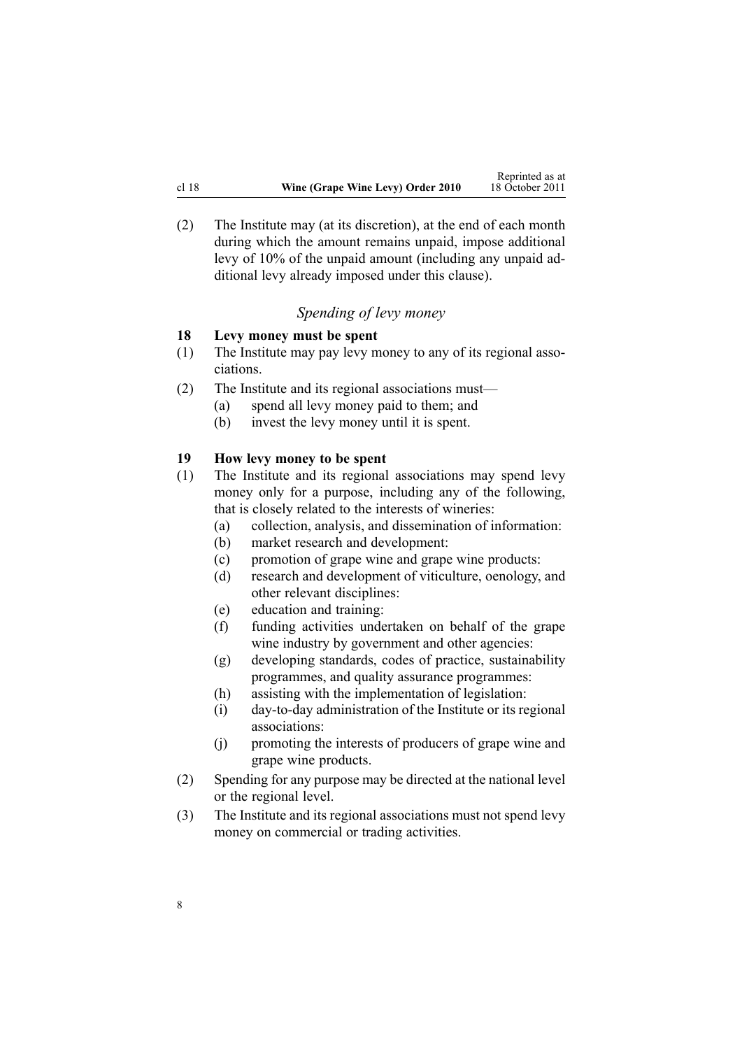(2) The Institute may (at its discretion), at the end of each month during which the amount remains unpaid, impose additional levy of 10% of the unpaid amount (including any unpaid additional levy already imposed under this clause).

### *Spending of levy money*

**18 Levy money must be spent**

(1) The Institute may pay levy money to any of its regional associations.

(2) The Institute and its regional associations must—

- (a) spend all levy money paid to them; and
- (b) invest the levy money until it is spent.

**19 How levy money to be spent**

(1) The Institute and its regional associations may spend levy money only for a purpose, including any of the following, that is closely related to the interests of wineries:

- (a) collection, analysis, and dissemination of information:
- (b) market research and development:
- (c) promotion of grape wine and grape wine products:
- (d) research and development of viticulture, oenology, and other relevant disciplines:
- (e) education and training:
- (f) funding activities undertaken on behalf of the grape wine industry by government and other agencies:
- (g) developing standards, codes of practice, sustainability programmes, and quality assurance programmes:
- (h) assisting with the implementation of legislation:
- (i) day-to-day administration of the Institute or its regional associations:
- (j) promoting the interests of producers of grape wine and grape wine products.

(2) Spending for any purpose may be directed at the national level or the regional level.

(3) The Institute and its regional associations must not spend levy money on commercial or trading activities.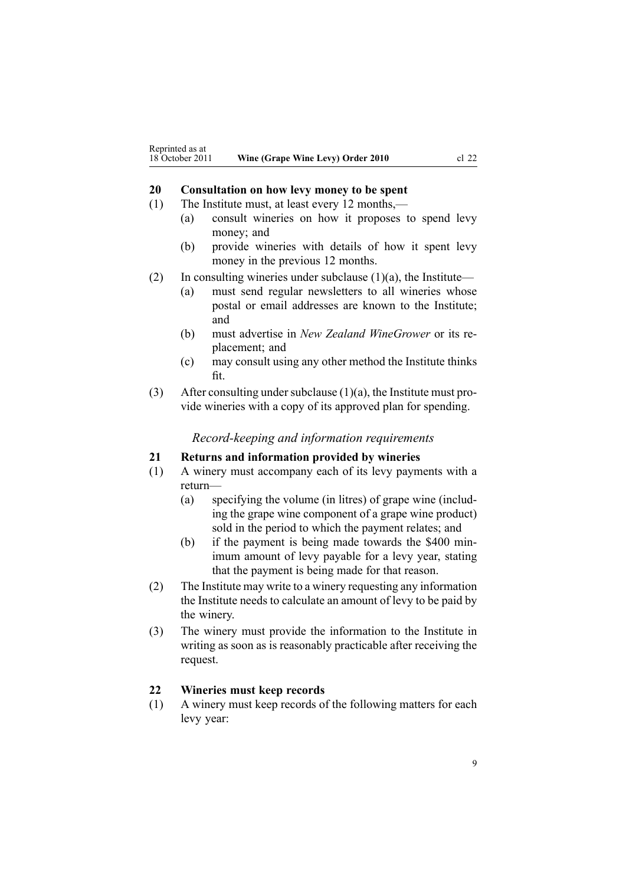## 20 Consultation on how levy money to be spent

(1) The Institute must, at least every 12 months,—

- (a) consult wineries on how it proposes to spend levy money; and
- (b) provide wineries with details of how it spent levy money in the previous 12 months.

(2) In consulting wineries under subclause (1)(a), the Institute—

- (a) must send regular newsletters to all wineries whose postal or email addresses are known to the Institute; and
- (b) must advertise in *New Zealand WineGrower* or its replacement; and
- (c) may consult using any other method the Institute thinks fit.

(3) After consulting under subclause (1)(a), the Institute must provide wineries with a copy of its approved plan for spending.

### *Record-keeping and information requirements*

## 21 Returns and information provided by wineries

(1) A winery must accompany each of its levy payments with a return—

- (a) specifying the volume (in litres) of grape wine (including the grape wine component of a grape wine product) sold in the period to which the payment relates; and
- (b) if the payment is being made towards the $400 minimum amount of levy payable for a levy year, stating that the payment is being made for that reason.

(2) The Institute may write to a winery requesting any information the Institute needs to calculate an amount of levy to be paid by the winery.

(3) The winery must provide the information to the Institute in writing as soon as is reasonably practicable after receiving the request.

## 22 Wineries must keep records

(1) A winery must keep records of the following matters for each levy year: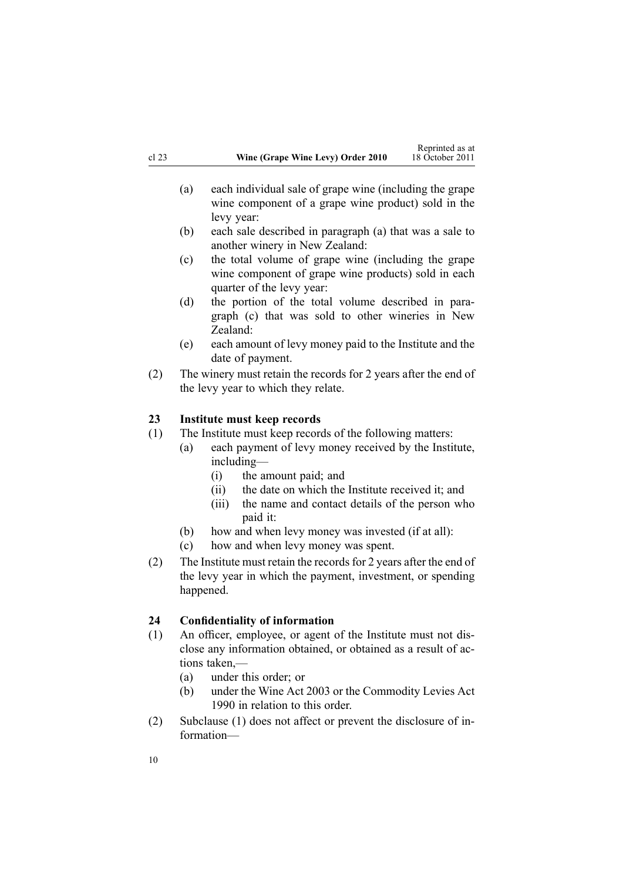- (a) each individual sale of grape wine (including the grape wine component of a grape wine product) sold in the levy year:
- (b) each sale described in paragraph (a) that was a sale to another winery in New Zealand:
- (c) the total volume of grape wine (including the grape wine component of grape wine products) sold in each quarter of the levy year:
- (d) the portion of the total volume described in paragraph (c) that was sold to other wineries in New Zealand:
- (e) each amount of levy money paid to the Institute and the date of payment.

(2) The winery must retain the records for 2 years after the end of the levy year to which they relate.

### 23 Institute must keep records

(1) The Institute must keep records of the following matters:

- (a) each payment of levy money received by the Institute, including—
  - (i) the amount paid; and
  - (ii) the date on which the Institute received it; and
  - (iii) the name and contact details of the person who paid it:
- (b) how and when levy money was invested (if at all):
- (c) how and when levy money was spent.

(2) The Institute must retain the records for 2 years after the end of the levy year in which the payment, investment, or spending happened.

### 24 Confidentiality of information

(1) An officer, employee, or agent of the Institute must not disclose any information obtained, or obtained as a result of actions taken,—

- (a) under this order; or
- (b) under the Wine Act 2003 or the Commodity Levies Act 1990 in relation to this order.

(2) Subclause (1) does not affect or prevent the disclosure of information—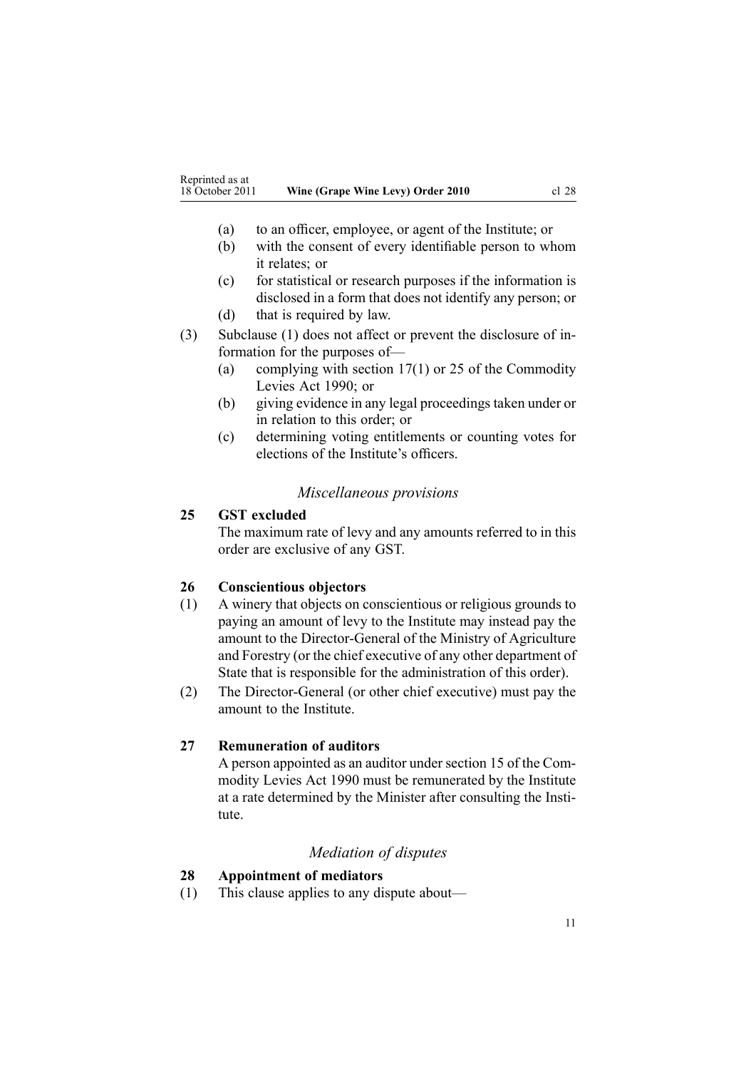- (a) to an officer, employee, or agent of the Institute; or
- (b) with the consent of every identifiable person to whom it relates; or
- (c) for statistical or research purposes if the information is disclosed in a form that does not identify any person; or
- (d) that is required by law.

(3) Subclause (1) does not affect or prevent the disclosure of information for the purposes of—

- (a) complying with section 17(1) or 25 of the Commodity Levies Act 1990; or
- (b) giving evidence in any legal proceedings taken under or in relation to this order; or
- (c) determining voting entitlements or counting votes for elections of the Institute's officers.

*Miscellaneous provisions*

### 25 GST excluded

The maximum rate of levy and any amounts referred to in this order are exclusive of any GST.

### 26 Conscientious objectors

(1) A winery that objects on conscientious or religious grounds to paying an amount of levy to the Institute may instead pay the amount to the Director-General of the Ministry of Agriculture and Forestry (or the chief executive of any other department of State that is responsible for the administration of this order).

(2) The Director-General (or other chief executive) must pay the amount to the Institute.

### 27 Remuneration of auditors

A person appointed as an auditor under section 15 of the Commodity Levies Act 1990 must be remunerated by the Institute at a rate determined by the Minister after consulting the Institute.

*Mediation of disputes*

### 28 Appointment of mediators

(1) This clause applies to any dispute about—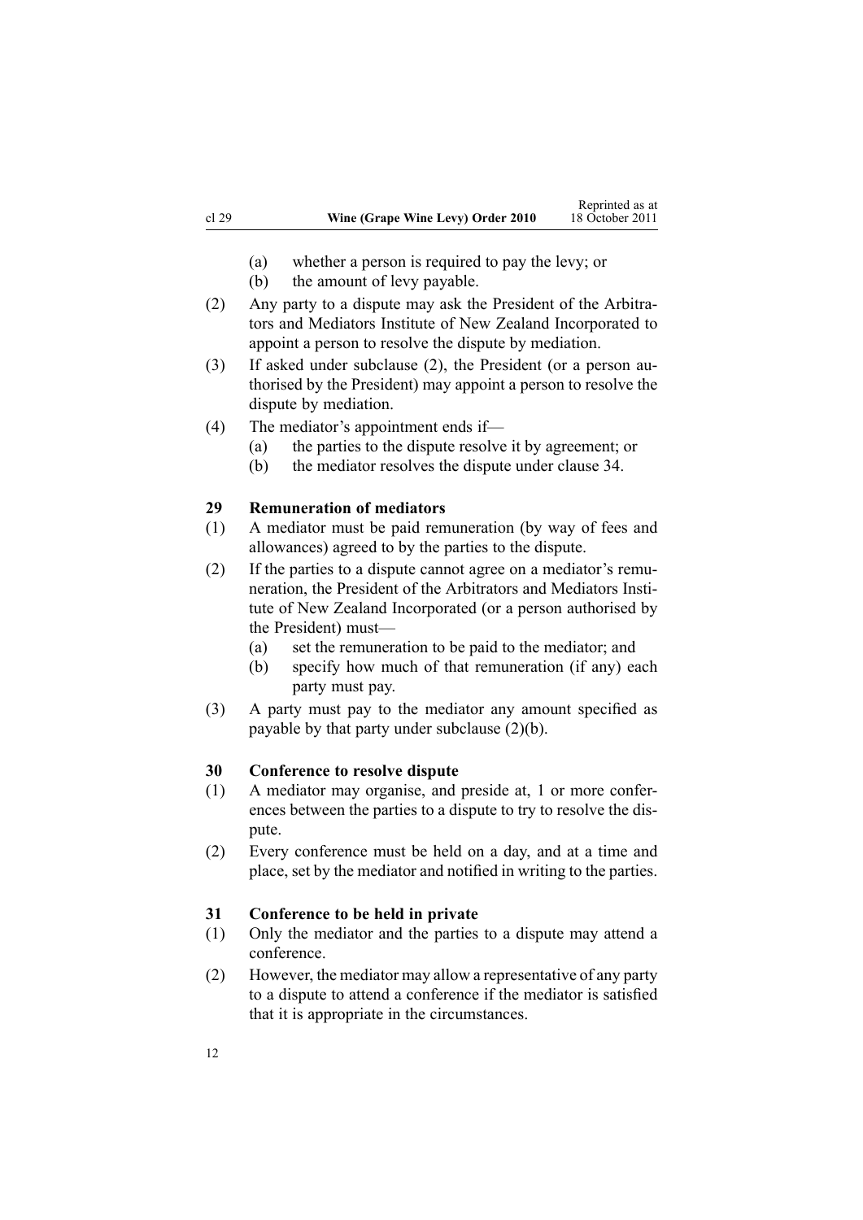(a) whether a person is required to pay the levy; or
(b) the amount of levy payable.

(2) Any party to a dispute may ask the President of the Arbitrators and Mediators Institute of New Zealand Incorporated to appoint a person to resolve the dispute by mediation.

(3) If asked under subclause (2), the President (or a person authorised by the President) may appoint a person to resolve the dispute by mediation.

(4) The mediator's appointment ends if—
(a) the parties to the dispute resolve it by agreement; or
(b) the mediator resolves the dispute under clause 34.

### 29 Remuneration of mediators

(1) A mediator must be paid remuneration (by way of fees and allowances) agreed to by the parties to the dispute.

(2) If the parties to a dispute cannot agree on a mediator's remuneration, the President of the Arbitrators and Mediators Institute of New Zealand Incorporated (or a person authorised by the President) must—
(a) set the remuneration to be paid to the mediator; and
(b) specify how much of that remuneration (if any) each party must pay.

(3) A party must pay to the mediator any amount specified as payable by that party under subclause (2)(b).

### 30 Conference to resolve dispute

(1) A mediator may organise, and preside at, 1 or more conferences between the parties to a dispute to try to resolve the dispute.

(2) Every conference must be held on a day, and at a time and place, set by the mediator and notified in writing to the parties.

### 31 Conference to be held in private

(1) Only the mediator and the parties to a dispute may attend a conference.

(2) However, the mediator may allow a representative of any party to a dispute to attend a conference if the mediator is satisfied that it is appropriate in the circumstances.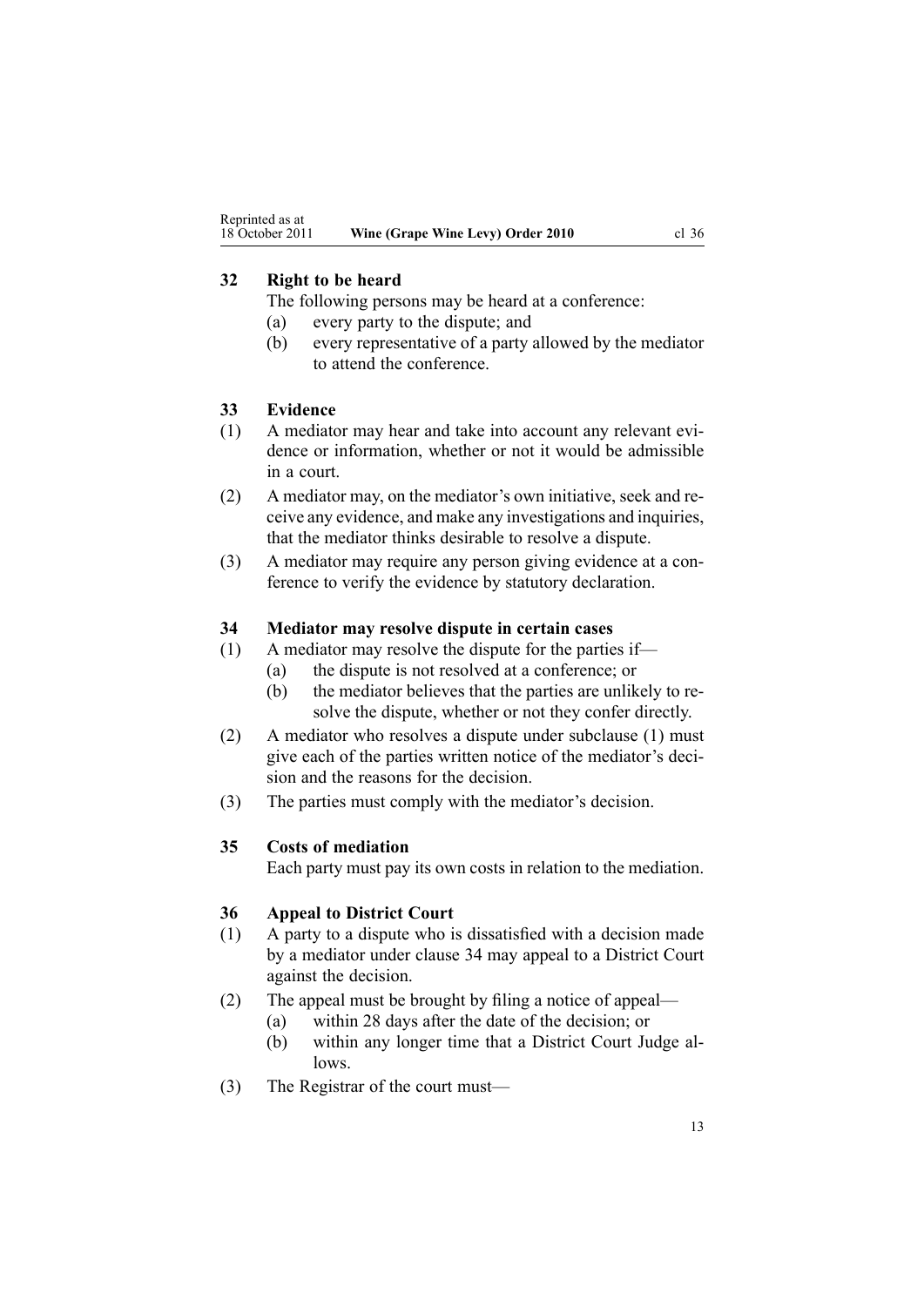### 32 Right to be heard

The following persons may be heard at a conference:

- (a) every party to the dispute; and
- (b) every representative of a party allowed by the mediator to attend the conference.

### 33 Evidence

(1) A mediator may hear and take into account any relevant evidence or information, whether or not it would be admissible in a court.

(2) A mediator may, on the mediator's own initiative, seek and receive any evidence, and make any investigations and inquiries, that the mediator thinks desirable to resolve a dispute.

(3) A mediator may require any person giving evidence at a conference to verify the evidence by statutory declaration.

### 34 Mediator may resolve dispute in certain cases

(1) A mediator may resolve the dispute for the parties if—

- (a) the dispute is not resolved at a conference; or
- (b) the mediator believes that the parties are unlikely to resolve the dispute, whether or not they confer directly.

(2) A mediator who resolves a dispute under subclause (1) must give each of the parties written notice of the mediator's decision and the reasons for the decision.

(3) The parties must comply with the mediator's decision.

### 35 Costs of mediation

Each party must pay its own costs in relation to the mediation.

### 36 Appeal to District Court

(1) A party to a dispute who is dissatisfied with a decision made by a mediator under clause 34 may appeal to a District Court against the decision.

(2) The appeal must be brought by filing a notice of appeal—

- (a) within 28 days after the date of the decision; or
- (b) within any longer time that a District Court Judge allows.

(3) The Registrar of the court must—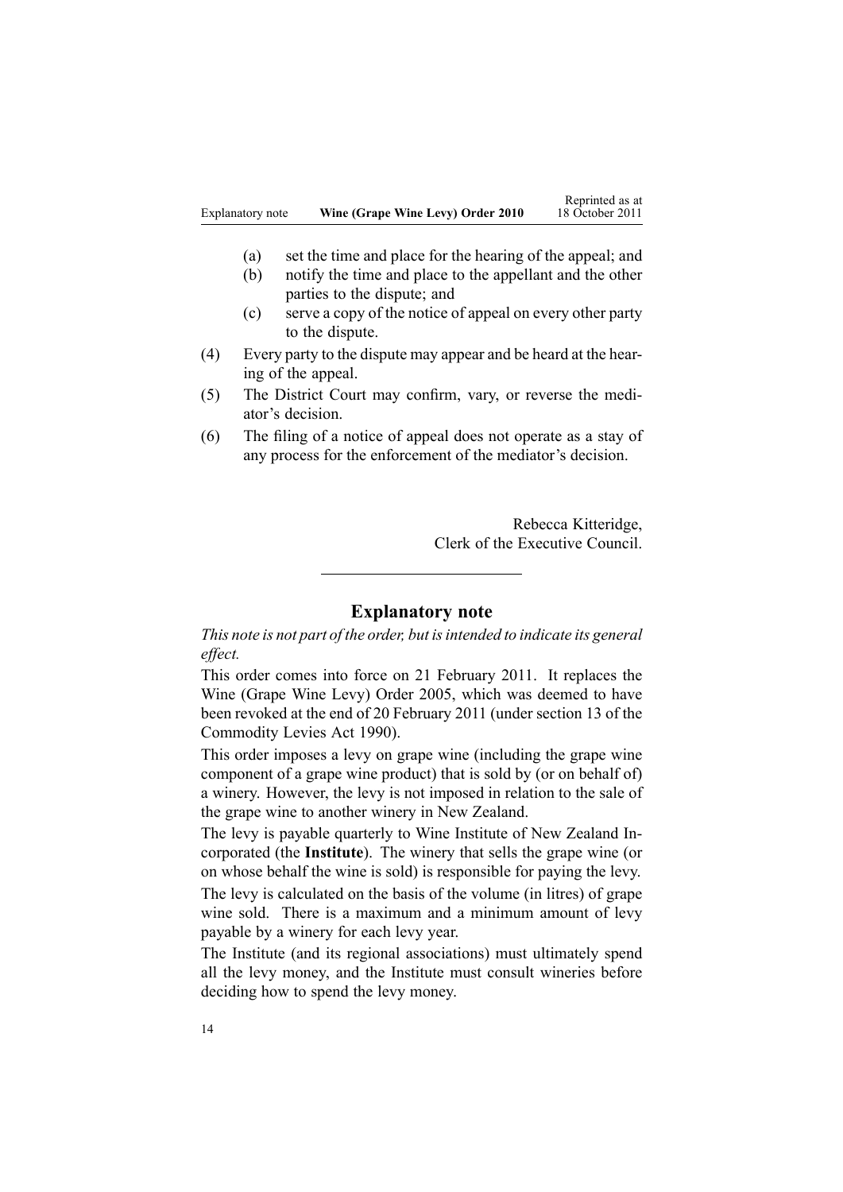(a) set the time and place for the hearing of the appeal; and
(b) notify the time and place to the appellant and the other parties to the dispute; and
(c) serve a copy of the notice of appeal on every other party to the dispute.

(4) Every party to the dispute may appear and be heard at the hearing of the appeal.

(5) The District Court may confirm, vary, or reverse the mediator's decision.

(6) The filing of a notice of appeal does not operate as a stay of any process for the enforcement of the mediator's decision.

Rebecca Kitteridge,
Clerk of the Executive Council.

---

## Explanatory note

*This note is not part of the order, but is intended to indicate its general effect.*

This order comes into force on 21 February 2011. It replaces the Wine (Grape Wine Levy) Order 2005, which was deemed to have been revoked at the end of 20 February 2011 (under section 13 of the Commodity Levies Act 1990).

This order imposes a levy on grape wine (including the grape wine component of a grape wine product) that is sold by (or on behalf of) a winery. However, the levy is not imposed in relation to the sale of the grape wine to another winery in New Zealand.

The levy is payable quarterly to Wine Institute of New Zealand Incorporated (the **Institute**). The winery that sells the grape wine (or on whose behalf the wine is sold) is responsible for paying the levy.

The levy is calculated on the basis of the volume (in litres) of grape wine sold. There is a maximum and a minimum amount of levy payable by a winery for each levy year.

The Institute (and its regional associations) must ultimately spend all the levy money, and the Institute must consult wineries before deciding how to spend the levy money.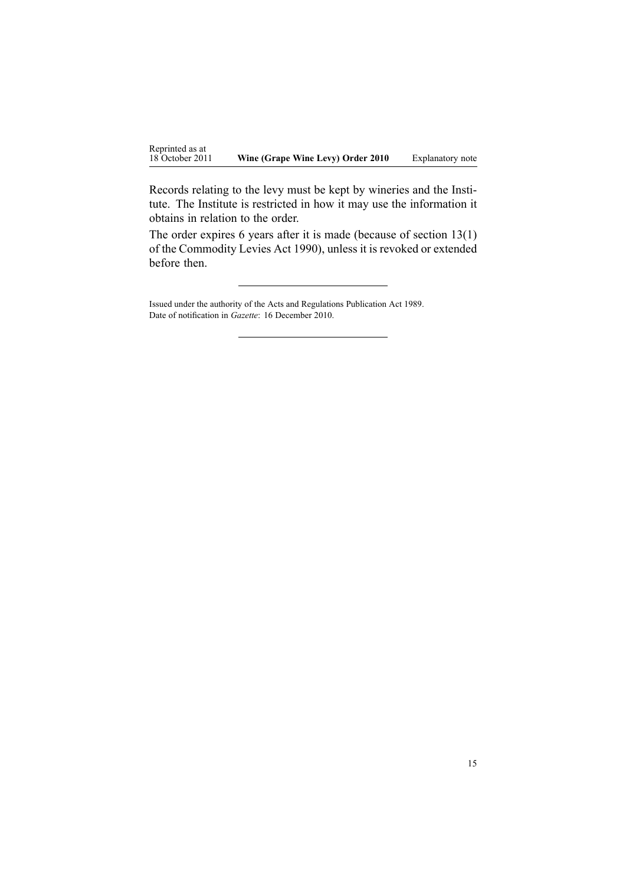Records relating to the levy must be kept by wineries and the Institute. The Institute is restricted in how it may use the information it obtains in relation to the order.

The order expires 6 years after it is made (because of section 13(1) of the Commodity Levies Act 1990), unless it is revoked or extended before then.

---

Issued under the authority of the Acts and Regulations Publication Act 1989.
Date of notification in *Gazette*: 16 December 2010.

---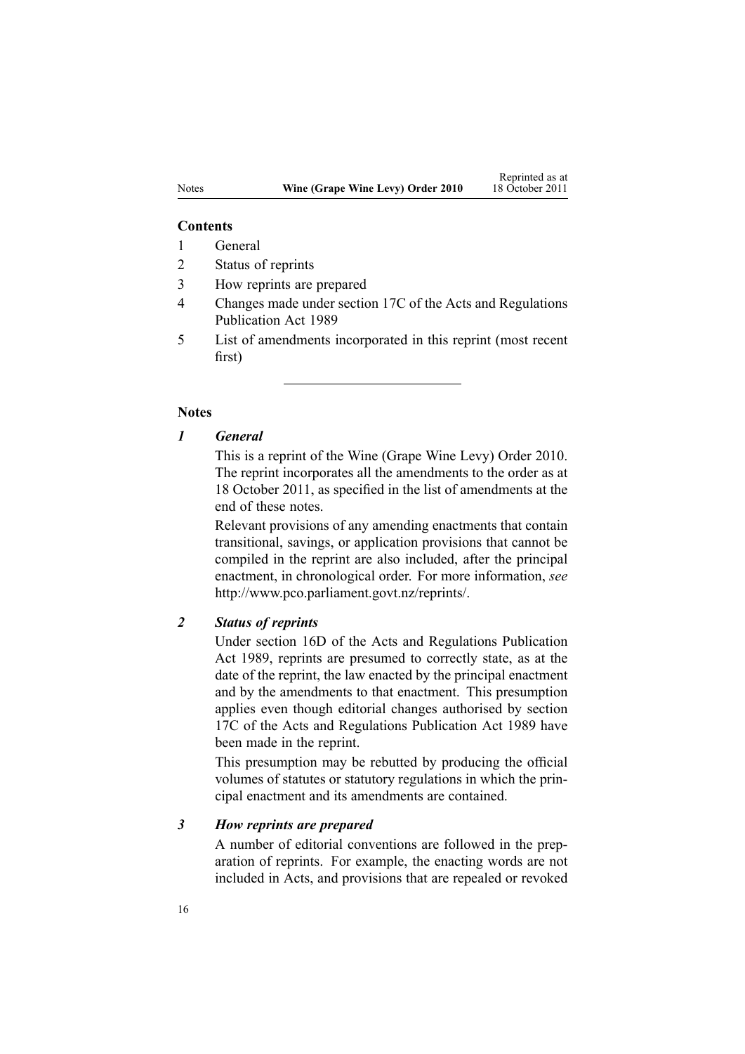**Contents**

1. General
2. Status of reprints
3. How reprints are prepared
4. Changes made under section 17C of the Acts and Regulations Publication Act 1989
5. List of amendments incorporated in this reprint (most recent first)

---

## Notes

### *1 General*

This is a reprint of the Wine (Grape Wine Levy) Order 2010. The reprint incorporates all the amendments to the order as at 18 October 2011, as specified in the list of amendments at the end of these notes.

Relevant provisions of any amending enactments that contain transitional, savings, or application provisions that cannot be compiled in the reprint are also included, after the principal enactment, in chronological order. For more information, *see* http://www.pco.parliament.govt.nz/reprints/.

### *2 Status of reprints*

Under section 16D of the Acts and Regulations Publication Act 1989, reprints are presumed to correctly state, as at the date of the reprint, the law enacted by the principal enactment and by the amendments to that enactment. This presumption applies even though editorial changes authorised by section 17C of the Acts and Regulations Publication Act 1989 have been made in the reprint.

This presumption may be rebutted by producing the official volumes of statutes or statutory regulations in which the principal enactment and its amendments are contained.

### *3 How reprints are prepared*

A number of editorial conventions are followed in the preparation of reprints. For example, the enacting words are not included in Acts, and provisions that are repealed or revoked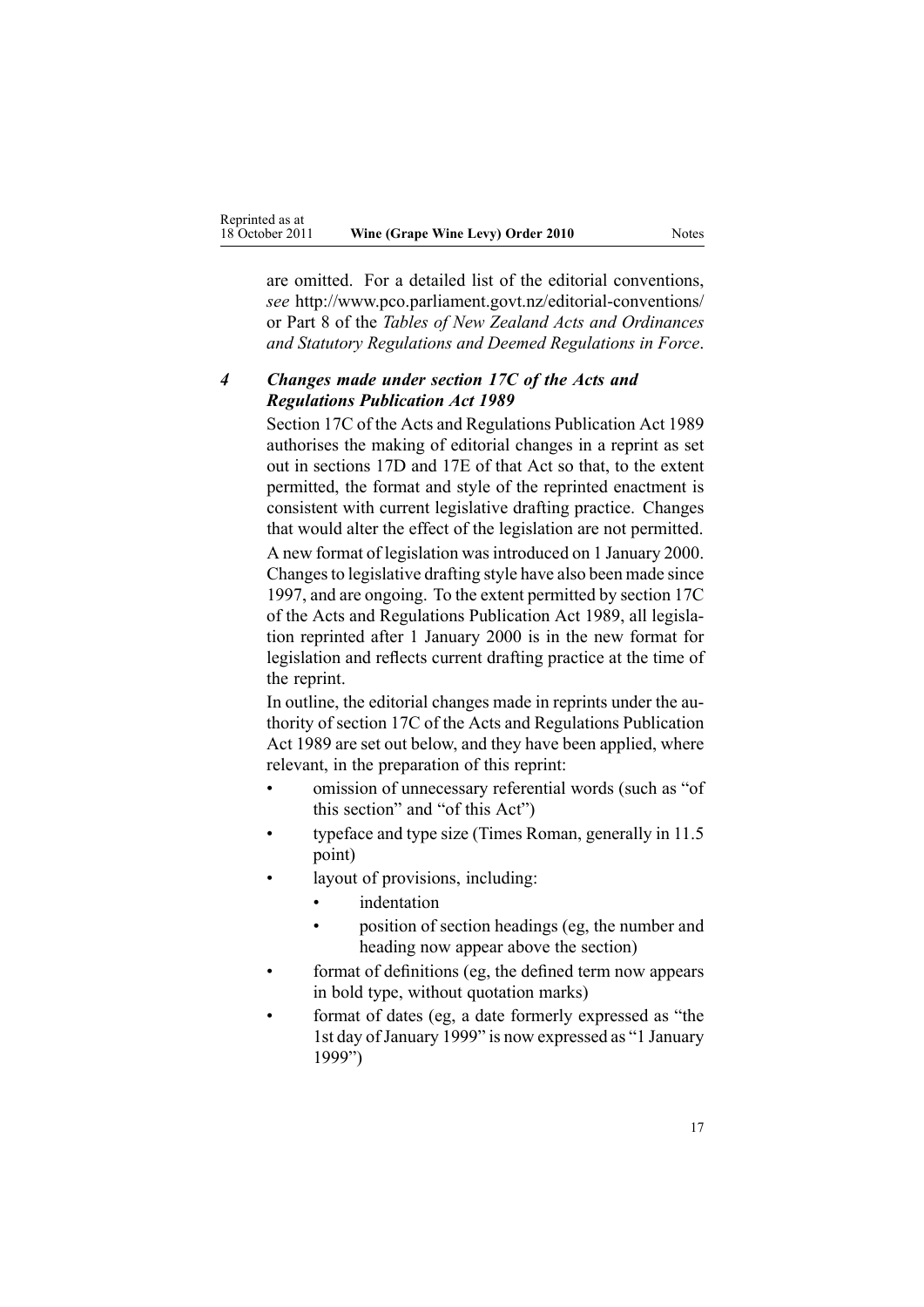are omitted. For a detailed list of the editorial conventions, *see* http://www.pco.parliament.govt.nz/editorial-conventions/ or Part 8 of the *Tables of New Zealand Acts and Ordinances and Statutory Regulations and Deemed Regulations in Force*.

### *4 Changes made under section 17C of the Acts and Regulations Publication Act 1989*

Section 17C of the Acts and Regulations Publication Act 1989 authorises the making of editorial changes in a reprint as set out in sections 17D and 17E of that Act so that, to the extent permitted, the format and style of the reprinted enactment is consistent with current legislative drafting practice. Changes that would alter the effect of the legislation are not permitted.

A new format of legislation was introduced on 1 January 2000. Changes to legislative drafting style have also been made since 1997, and are ongoing. To the extent permitted by section 17C of the Acts and Regulations Publication Act 1989, all legislation reprinted after 1 January 2000 is in the new format for legislation and reflects current drafting practice at the time of the reprint.

In outline, the editorial changes made in reprints under the authority of section 17C of the Acts and Regulations Publication Act 1989 are set out below, and they have been applied, where relevant, in the preparation of this reprint:

- omission of unnecessary referential words (such as "of this section" and "of this Act")
- typeface and type size (Times Roman, generally in 11.5 point)
- layout of provisions, including:
  - indentation
  - position of section headings (eg, the number and heading now appear above the section)
- format of definitions (eg, the defined term now appears in bold type, without quotation marks)
- format of dates (eg, a date formerly expressed as "the 1st day of January 1999" is now expressed as "1 January 1999")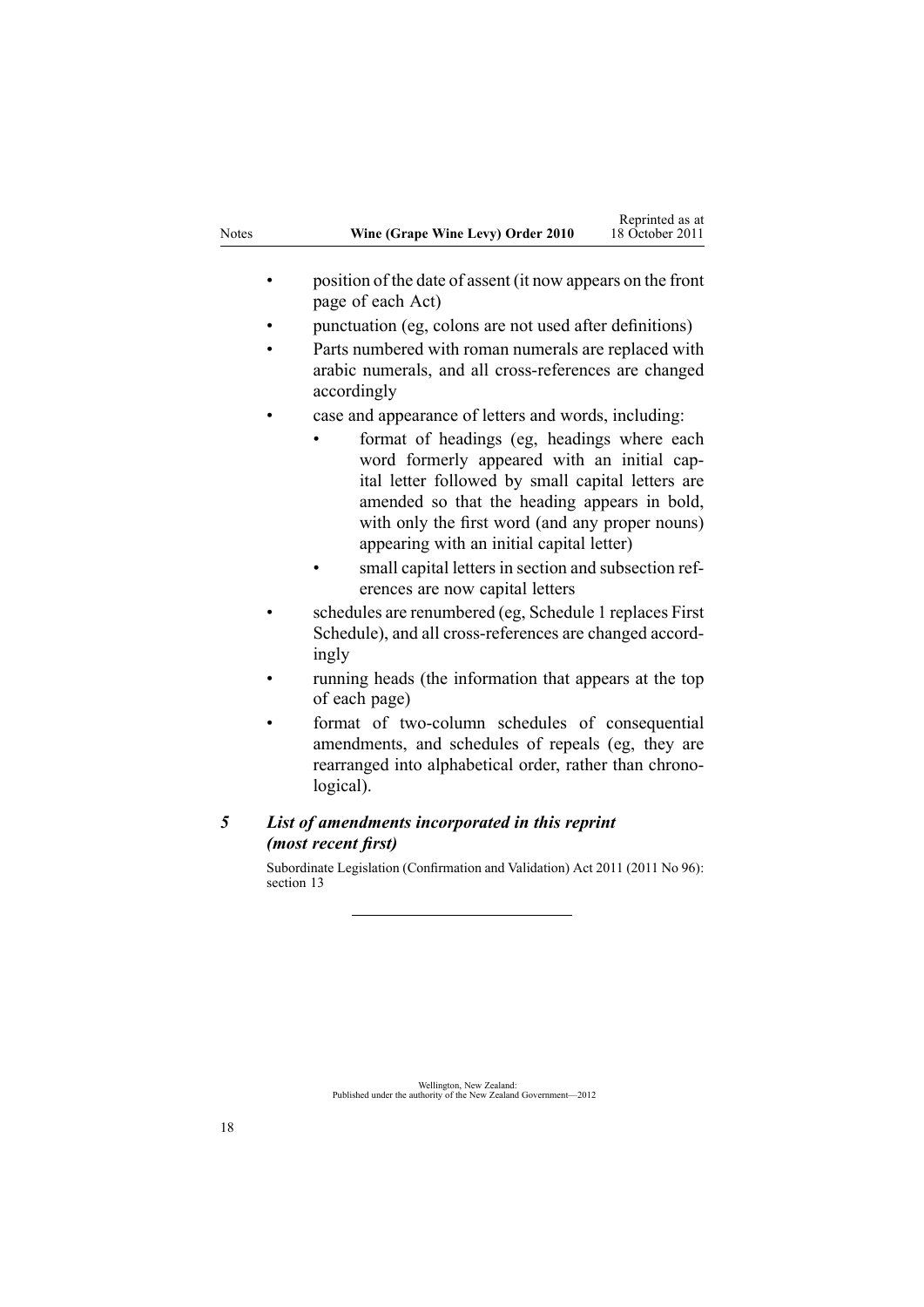- position of the date of assent (it now appears on the front page of each Act)
- punctuation (eg, colons are not used after definitions)
- Parts numbered with roman numerals are replaced with arabic numerals, and all cross-references are changed accordingly
- case and appearance of letters and words, including:
  - format of headings (eg, headings where each word formerly appeared with an initial capital letter followed by small capital letters are amended so that the heading appears in bold, with only the first word (and any proper nouns) appearing with an initial capital letter)
  - small capital letters in section and subsection references are now capital letters
- schedules are renumbered (eg, Schedule 1 replaces First Schedule), and all cross-references are changed accordingly
- running heads (the information that appears at the top of each page)
- format of two-column schedules of consequential amendments, and schedules of repeals (eg, they are rearranged into alphabetical order, rather than chronological).

### *5 List of amendments incorporated in this reprint (most recent first)*

Subordinate Legislation (Confirmation and Validation) Act 2011 (2011 No 96): section 13

Wellington, New Zealand:
Published under the authority of the New Zealand Government—2012